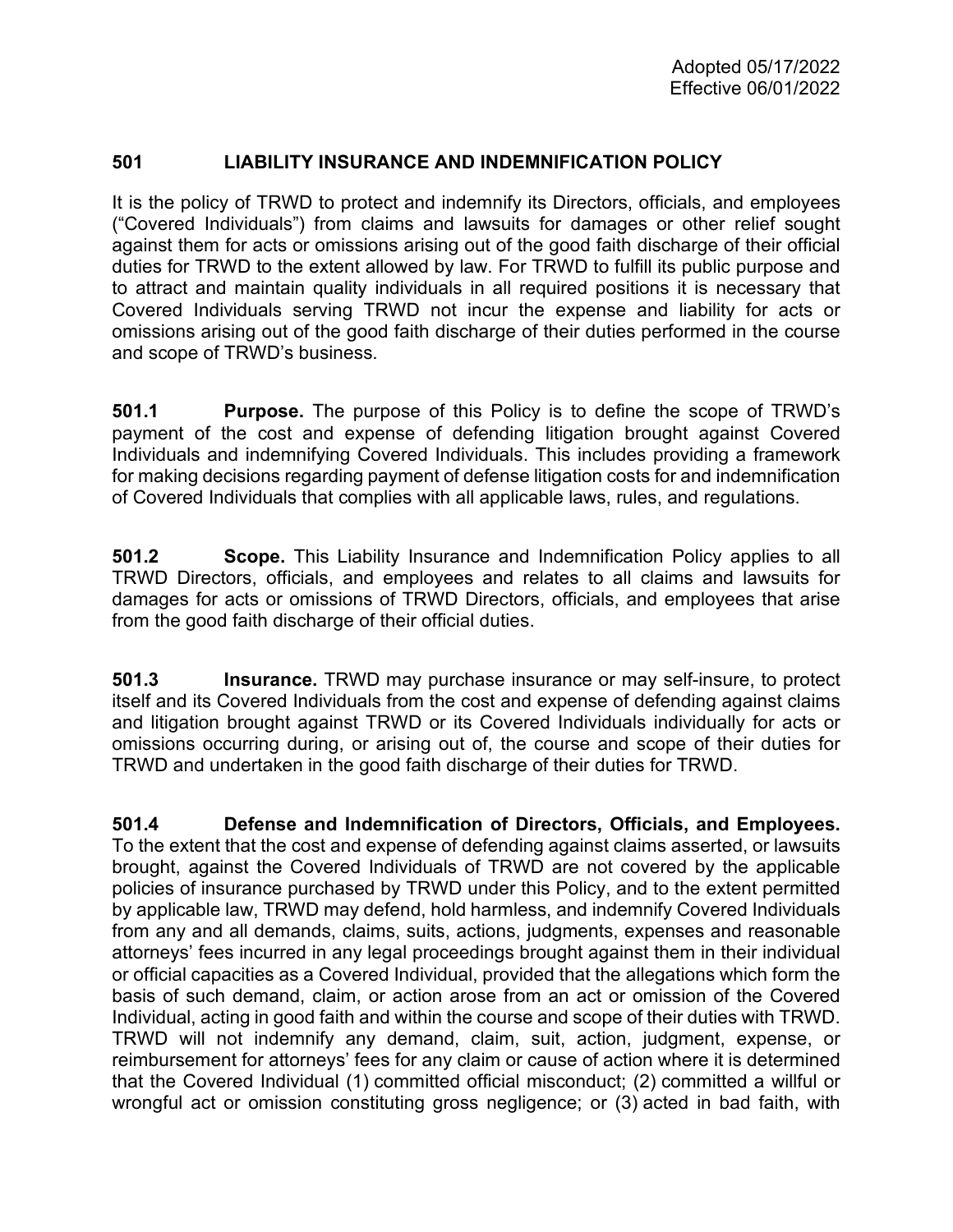Adopted 05/17/2022
Effective 06/01/2022

## 501 LIABILITY INSURANCE AND INDEMNIFICATION POLICY

It is the policy of TRWD to protect and indemnify its Directors, officials, and employees ("Covered Individuals") from claims and lawsuits for damages or other relief sought against them for acts or omissions arising out of the good faith discharge of their official duties for TRWD to the extent allowed by law. For TRWD to fulfill its public purpose and to attract and maintain quality individuals in all required positions it is necessary that Covered Individuals serving TRWD not incur the expense and liability for acts or omissions arising out of the good faith discharge of their duties performed in the course and scope of TRWD's business.

**501.1 Purpose.** The purpose of this Policy is to define the scope of TRWD's payment of the cost and expense of defending litigation brought against Covered Individuals and indemnifying Covered Individuals. This includes providing a framework for making decisions regarding payment of defense litigation costs for and indemnification of Covered Individuals that complies with all applicable laws, rules, and regulations.

**501.2 Scope.** This Liability Insurance and Indemnification Policy applies to all TRWD Directors, officials, and employees and relates to all claims and lawsuits for damages for acts or omissions of TRWD Directors, officials, and employees that arise from the good faith discharge of their official duties.

**501.3 Insurance.** TRWD may purchase insurance or may self-insure, to protect itself and its Covered Individuals from the cost and expense of defending against claims and litigation brought against TRWD or its Covered Individuals individually for acts or omissions occurring during, or arising out of, the course and scope of their duties for TRWD and undertaken in the good faith discharge of their duties for TRWD.

**501.4 Defense and Indemnification of Directors, Officials, and Employees.** To the extent that the cost and expense of defending against claims asserted, or lawsuits brought, against the Covered Individuals of TRWD are not covered by the applicable policies of insurance purchased by TRWD under this Policy, and to the extent permitted by applicable law, TRWD may defend, hold harmless, and indemnify Covered Individuals from any and all demands, claims, suits, actions, judgments, expenses and reasonable attorneys' fees incurred in any legal proceedings brought against them in their individual or official capacities as a Covered Individual, provided that the allegations which form the basis of such demand, claim, or action arose from an act or omission of the Covered Individual, acting in good faith and within the course and scope of their duties with TRWD. TRWD will not indemnify any demand, claim, suit, action, judgment, expense, or reimbursement for attorneys' fees for any claim or cause of action where it is determined that the Covered Individual (1) committed official misconduct; (2) committed a willful or wrongful act or omission constituting gross negligence; or (3) acted in bad faith, with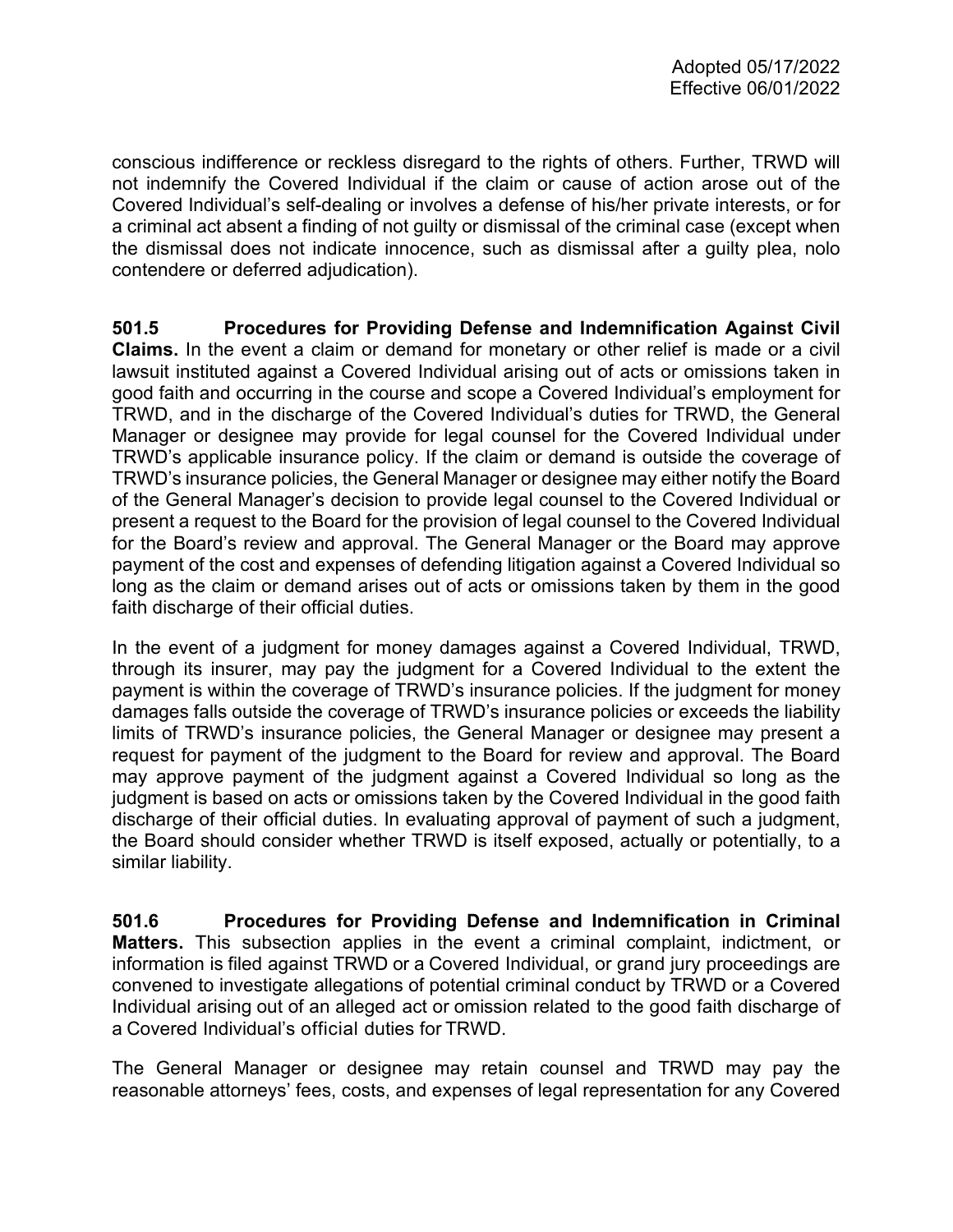conscious indifference or reckless disregard to the rights of others. Further, TRWD will not indemnify the Covered Individual if the claim or cause of action arose out of the Covered Individual's self-dealing or involves a defense of his/her private interests, or for a criminal act absent a finding of not guilty or dismissal of the criminal case (except when the dismissal does not indicate innocence, such as dismissal after a guilty plea, nolo contendere or deferred adjudication).

**501.5 Procedures for Providing Defense and Indemnification Against Civil Claims.** In the event a claim or demand for monetary or other relief is made or a civil lawsuit instituted against a Covered Individual arising out of acts or omissions taken in good faith and occurring in the course and scope a Covered Individual's employment for TRWD, and in the discharge of the Covered Individual's duties for TRWD, the General Manager or designee may provide for legal counsel for the Covered Individual under TRWD's applicable insurance policy. If the claim or demand is outside the coverage of TRWD's insurance policies, the General Manager or designee may either notify the Board of the General Manager's decision to provide legal counsel to the Covered Individual or present a request to the Board for the provision of legal counsel to the Covered Individual for the Board's review and approval. The General Manager or the Board may approve payment of the cost and expenses of defending litigation against a Covered Individual so long as the claim or demand arises out of acts or omissions taken by them in the good faith discharge of their official duties.

In the event of a judgment for money damages against a Covered Individual, TRWD, through its insurer, may pay the judgment for a Covered Individual to the extent the payment is within the coverage of TRWD's insurance policies. If the judgment for money damages falls outside the coverage of TRWD's insurance policies or exceeds the liability limits of TRWD's insurance policies, the General Manager or designee may present a request for payment of the judgment to the Board for review and approval. The Board may approve payment of the judgment against a Covered Individual so long as the judgment is based on acts or omissions taken by the Covered Individual in the good faith discharge of their official duties. In evaluating approval of payment of such a judgment, the Board should consider whether TRWD is itself exposed, actually or potentially, to a similar liability.

**501.6 Procedures for Providing Defense and Indemnification in Criminal Matters.** This subsection applies in the event a criminal complaint, indictment, or information is filed against TRWD or a Covered Individual, or grand jury proceedings are convened to investigate allegations of potential criminal conduct by TRWD or a Covered Individual arising out of an alleged act or omission related to the good faith discharge of a Covered Individual's official duties for TRWD.

The General Manager or designee may retain counsel and TRWD may pay the reasonable attorneys' fees, costs, and expenses of legal representation for any Covered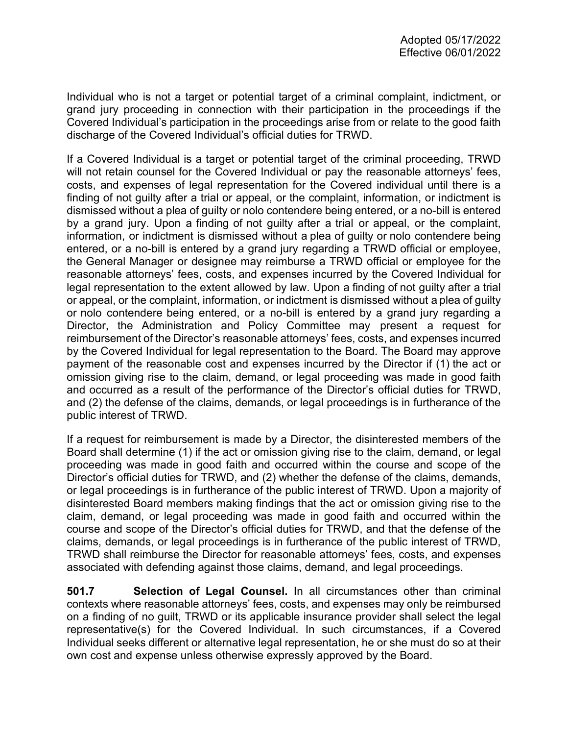Individual who is not a target or potential target of a criminal complaint, indictment, or grand jury proceeding in connection with their participation in the proceedings if the Covered Individual's participation in the proceedings arise from or relate to the good faith discharge of the Covered Individual's official duties for TRWD.

If a Covered Individual is a target or potential target of the criminal proceeding, TRWD will not retain counsel for the Covered Individual or pay the reasonable attorneys' fees, costs, and expenses of legal representation for the Covered individual until there is a finding of not guilty after a trial or appeal, or the complaint, information, or indictment is dismissed without a plea of guilty or nolo contendere being entered, or a no-bill is entered by a grand jury. Upon a finding of not guilty after a trial or appeal, or the complaint, information, or indictment is dismissed without a plea of guilty or nolo contendere being entered, or a no-bill is entered by a grand jury regarding a TRWD official or employee, the General Manager or designee may reimburse a TRWD official or employee for the reasonable attorneys' fees, costs, and expenses incurred by the Covered Individual for legal representation to the extent allowed by law. Upon a finding of not guilty after a trial or appeal, or the complaint, information, or indictment is dismissed without a plea of guilty or nolo contendere being entered, or a no-bill is entered by a grand jury regarding a Director, the Administration and Policy Committee may present a request for reimbursement of the Director's reasonable attorneys' fees, costs, and expenses incurred by the Covered Individual for legal representation to the Board. The Board may approve payment of the reasonable cost and expenses incurred by the Director if (1) the act or omission giving rise to the claim, demand, or legal proceeding was made in good faith and occurred as a result of the performance of the Director's official duties for TRWD, and (2) the defense of the claims, demands, or legal proceedings is in furtherance of the public interest of TRWD.

If a request for reimbursement is made by a Director, the disinterested members of the Board shall determine (1) if the act or omission giving rise to the claim, demand, or legal proceeding was made in good faith and occurred within the course and scope of the Director's official duties for TRWD, and (2) whether the defense of the claims, demands, or legal proceedings is in furtherance of the public interest of TRWD. Upon a majority of disinterested Board members making findings that the act or omission giving rise to the claim, demand, or legal proceeding was made in good faith and occurred within the course and scope of the Director's official duties for TRWD, and that the defense of the claims, demands, or legal proceedings is in furtherance of the public interest of TRWD, TRWD shall reimburse the Director for reasonable attorneys' fees, costs, and expenses associated with defending against those claims, demand, and legal proceedings.

**501.7 Selection of Legal Counsel.** In all circumstances other than criminal contexts where reasonable attorneys' fees, costs, and expenses may only be reimbursed on a finding of no guilt, TRWD or its applicable insurance provider shall select the legal representative(s) for the Covered Individual. In such circumstances, if a Covered Individual seeks different or alternative legal representation, he or she must do so at their own cost and expense unless otherwise expressly approved by the Board.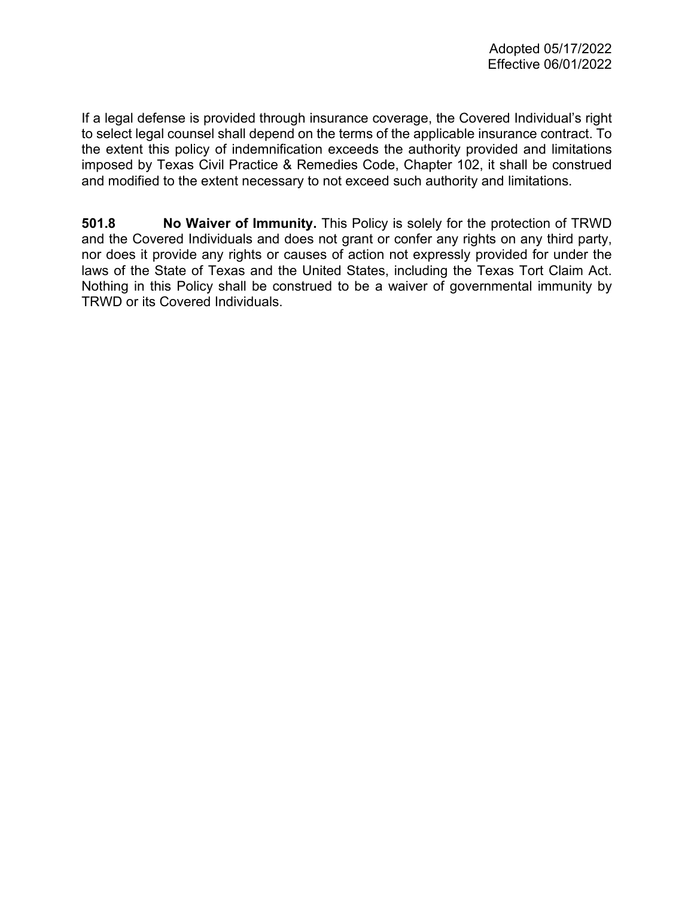If a legal defense is provided through insurance coverage, the Covered Individual's right to select legal counsel shall depend on the terms of the applicable insurance contract. To the extent this policy of indemnification exceeds the authority provided and limitations imposed by Texas Civil Practice & Remedies Code, Chapter 102, it shall be construed and modified to the extent necessary to not exceed such authority and limitations.

**501.8 No Waiver of Immunity.** This Policy is solely for the protection of TRWD and the Covered Individuals and does not grant or confer any rights on any third party, nor does it provide any rights or causes of action not expressly provided for under the laws of the State of Texas and the United States, including the Texas Tort Claim Act. Nothing in this Policy shall be construed to be a waiver of governmental immunity by TRWD or its Covered Individuals.